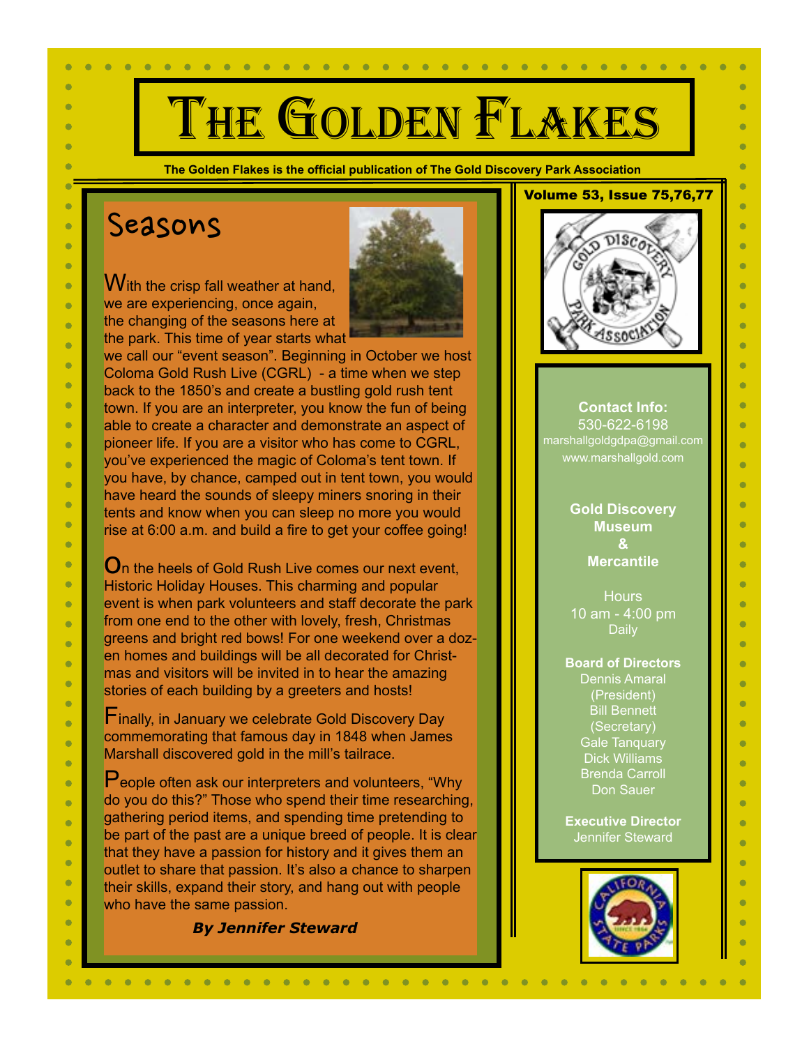# The Golden Flakes

**The Golden Flakes is the official publication of The Gold Discovery Park Association**

**Volume 53, Issue 75,76,77**

## Seasons

With the crisp fall weather at hand, we are experiencing, once again, the changing of the seasons here at the park. This time of year starts what we call our "event season". Beginning in October we host Coloma Gold Rush Live (CGRL) - a time when we step back to the 1850's and create a bustling gold rush tent town. If you are an interpreter, you know the fun of being able to create a character and demonstrate an aspect of pioneer life. If you are a visitor who has come to CGRL, you've experienced the magic of Coloma's tent town. If you have, by chance, camped out in tent town, you would have heard the sounds of sleepy miners snoring in their tents and know when you can sleep no more you would rise at 6:00 a.m. and build a fire to get your coffee going!

On the heels of Gold Rush Live comes our next event, Historic Holiday Houses. This charming and popular event is when park volunteers and staff decorate the park from one end to the other with lovely, fresh, Christmas greens and bright red bows! For one weekend over a dozen homes and buildings will be all decorated for Christmas and visitors will be invited in to hear the amazing stories of each building by a greeters and hosts!

Finally, in January we celebrate Gold Discovery Day commemorating that famous day in 1848 when James Marshall discovered gold in the mill's tailrace.

People often ask our interpreters and volunteers, "Why do you do this?" Those who spend their time researching, gathering period items, and spending time pretending to be part of the past are a unique breed of people. It is clear that they have a passion for history and it gives them an outlet to share that passion. It's also a chance to sharpen their skills, expand their story, and hang out with people who have the same passion.

***By Jennifer Steward***

---

**Contact Info:**
530-622-6198
marshallgoldgdpa@gmail.com
www.marshallgold.com

**Gold Discovery Museum & Mercantile**

Hours
10 am - 4:00 pm
Daily

**Board of Directors**
Dennis Amaral (President)
Bill Bennett (Secretary)
Gale Tanquary
Dick Williams
Brenda Carroll
Don Sauer

**Executive Director**
Jennifer Steward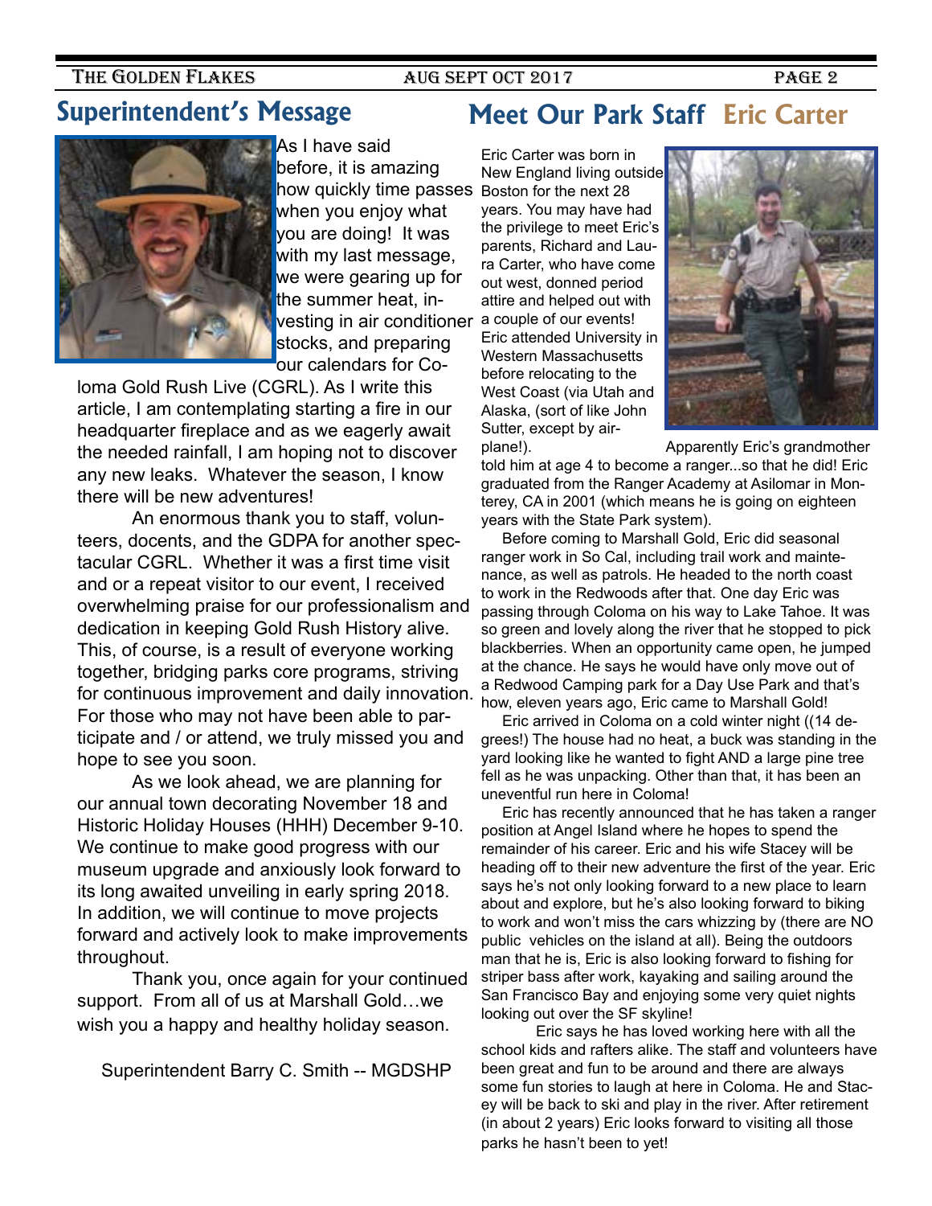## Superintendent's Message

As I have said before, it is amazing how quickly time passes when you enjoy what you are doing! It was with my last message, we were gearing up for the summer heat, investing in air conditioner stocks, and preparing our calendars for Coloma Gold Rush Live (CGRL). As I write this article, I am contemplating starting a fire in our headquarter fireplace and as we eagerly await the needed rainfall, I am hoping not to discover any new leaks. Whatever the season, I know there will be new adventures!

An enormous thank you to staff, volunteers, docents, and the GDPA for another spectacular CGRL. Whether it was a first time visit and or a repeat visitor to our event, I received overwhelming praise for our professionalism and dedication in keeping Gold Rush History alive. This, of course, is a result of everyone working together, bridging parks core programs, striving for continuous improvement and daily innovation. For those who may not have been able to participate and / or attend, we truly missed you and hope to see you soon.

As we look ahead, we are planning for our annual town decorating November 18 and Historic Holiday Houses (HHH) December 9-10. We continue to make good progress with our museum upgrade and anxiously look forward to its long awaited unveiling in early spring 2018. In addition, we will continue to move projects forward and actively look to make improvements throughout.

Thank you, once again for your continued support. From all of us at Marshall Gold…we wish you a happy and healthy holiday season.

Superintendent Barry C. Smith -- MGDSHP

## Meet Our Park Staff Eric Carter

Eric Carter was born in New England living outside Boston for the next 28 years. You may have had the privilege to meet Eric's parents, Richard and Laura Carter, who have come out west, donned period attire and helped out with a couple of our events! Eric attended University in Western Massachusetts before relocating to the West Coast (via Utah and Alaska, (sort of like John Sutter, except by airplane!). Apparently Eric's grandmother told him at age 4 to become a ranger...so that he did! Eric graduated from the Ranger Academy at Asilomar in Monterey, CA in 2001 (which means he is going on eighteen years with the State Park system).

Before coming to Marshall Gold, Eric did seasonal ranger work in So Cal, including trail work and maintenance, as well as patrols. He headed to the north coast to work in the Redwoods after that. One day Eric was passing through Coloma on his way to Lake Tahoe. It was so green and lovely along the river that he stopped to pick blackberries. When an opportunity came open, he jumped at the chance. He says he would have only move out of a Redwood Camping park for a Day Use Park and that's how, eleven years ago, Eric came to Marshall Gold!

Eric arrived in Coloma on a cold winter night ((14 degrees!) The house had no heat, a buck was standing in the yard looking like he wanted to fight AND a large pine tree fell as he was unpacking. Other than that, it has been an uneventful run here in Coloma!

Eric has recently announced that he has taken a ranger position at Angel Island where he hopes to spend the remainder of his career. Eric and his wife Stacey will be heading off to their new adventure the first of the year. Eric says he's not only looking forward to a new place to learn about and explore, but he's also looking forward to biking to work and won't miss the cars whizzing by (there are NO public vehicles on the island at all). Being the outdoors man that he is, Eric is also looking forward to fishing for striper bass after work, kayaking and sailing around the San Francisco Bay and enjoying some very quiet nights looking out over the SF skyline!

Eric says he has loved working here with all the school kids and rafters alike. The staff and volunteers have been great and fun to be around and there are always some fun stories to laugh at here in Coloma. He and Stacey will be back to ski and play in the river. After retirement (in about 2 years) Eric looks forward to visiting all those parks he hasn't been to yet!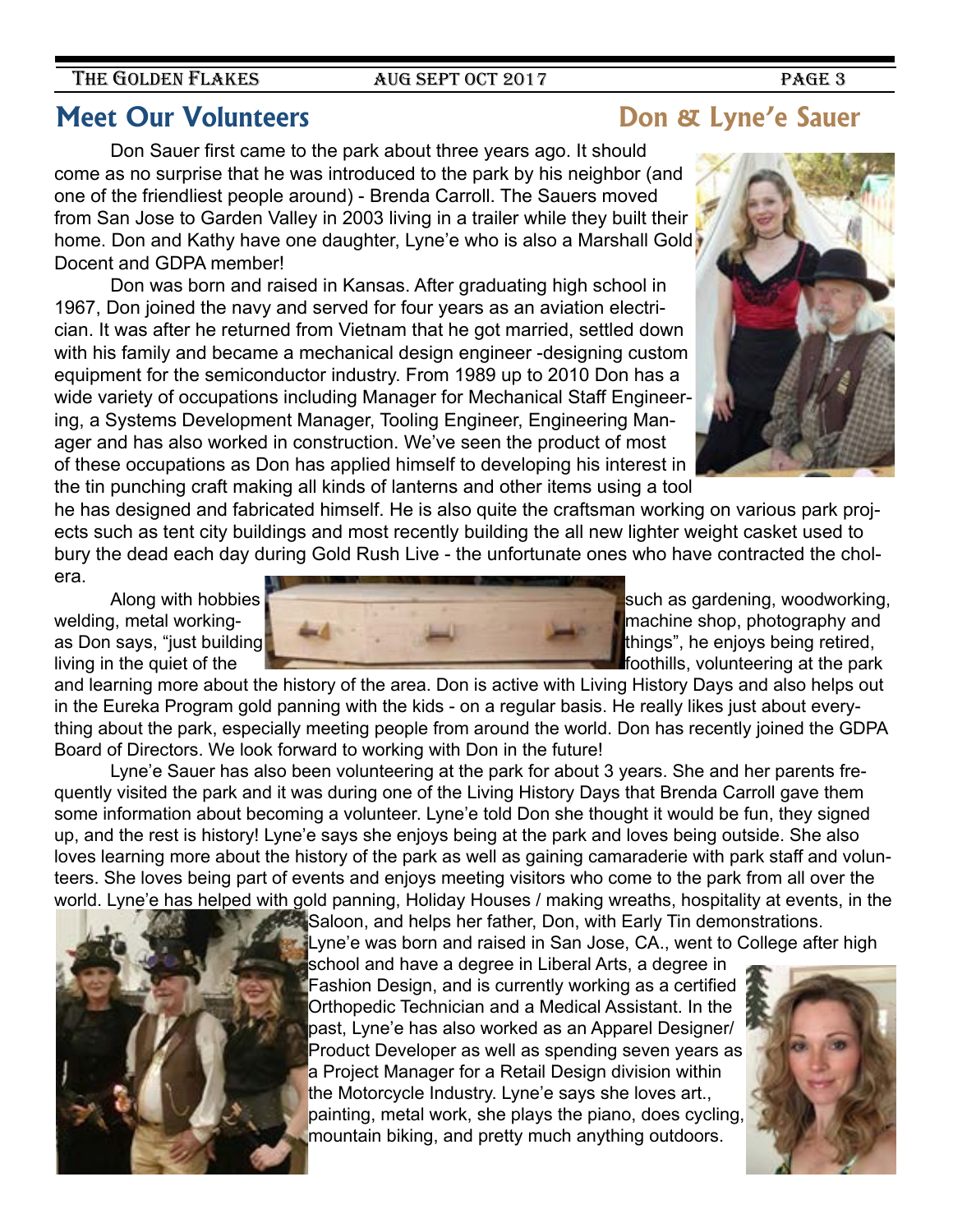## Meet Our Volunteers — Don & Lyne'e Sauer

Don Sauer first came to the park about three years ago. It should come as no surprise that he was introduced to the park by his neighbor (and one of the friendliest people around) - Brenda Carroll. The Sauers moved from San Jose to Garden Valley in 2003 living in a trailer while they built their home. Don and Kathy have one daughter, Lyne'e who is also a Marshall Gold Docent and GDPA member!

Don was born and raised in Kansas. After graduating high school in 1967, Don joined the navy and served for four years as an aviation electrician. It was after he returned from Vietnam that he got married, settled down with his family and became a mechanical design engineer -designing custom equipment for the semiconductor industry. From 1989 up to 2010 Don has a wide variety of occupations including Manager for Mechanical Staff Engineering, a Systems Development Manager, Tooling Engineer, Engineering Manager and has also worked in construction. We've seen the product of most of these occupations as Don has applied himself to developing his interest in the tin punching craft making all kinds of lanterns and other items using a tool he has designed and fabricated himself. He is also quite the craftsman working on various park projects such as tent city buildings and most recently building the all new lighter weight casket used to bury the dead each day during Gold Rush Live - the unfortunate ones who have contracted the cholera.

Along with hobbies such as gardening, woodworking, welding, metal working- machine shop, photography and as Don says, "just building things", he enjoys being retired, living in the quiet of the foothills, volunteering at the park and learning more about the history of the area. Don is active with Living History Days and also helps out in the Eureka Program gold panning with the kids - on a regular basis. He really likes just about everything about the park, especially meeting people from around the world. Don has recently joined the GDPA Board of Directors. We look forward to working with Don in the future!

Lyne'e Sauer has also been volunteering at the park for about 3 years. She and her parents frequently visited the park and it was during one of the Living History Days that Brenda Carroll gave them some information about becoming a volunteer. Lyne'e told Don she thought it would be fun, they signed up, and the rest is history! Lyne'e says she enjoys being at the park and loves being outside. She also loves learning more about the history of the park as well as gaining camaraderie with park staff and volunteers. She loves being part of events and enjoys meeting visitors who come to the park from all over the world. Lyne'e has helped with gold panning, Holiday Houses / making wreaths, hospitality at events, in the Saloon, and helps her father, Don, with Early Tin demonstrations. Lyne'e was born and raised in San Jose, CA., went to College after high school and have a degree in Liberal Arts, a degree in Fashion Design, and is currently working as a certified Orthopedic Technician and a Medical Assistant. In the past, Lyne'e has also worked as an Apparel Designer/ Product Developer as well as spending seven years as a Project Manager for a Retail Design division within the Motorcycle Industry. Lyne'e says she loves art., painting, metal work, she plays the piano, does cycling, mountain biking, and pretty much anything outdoors.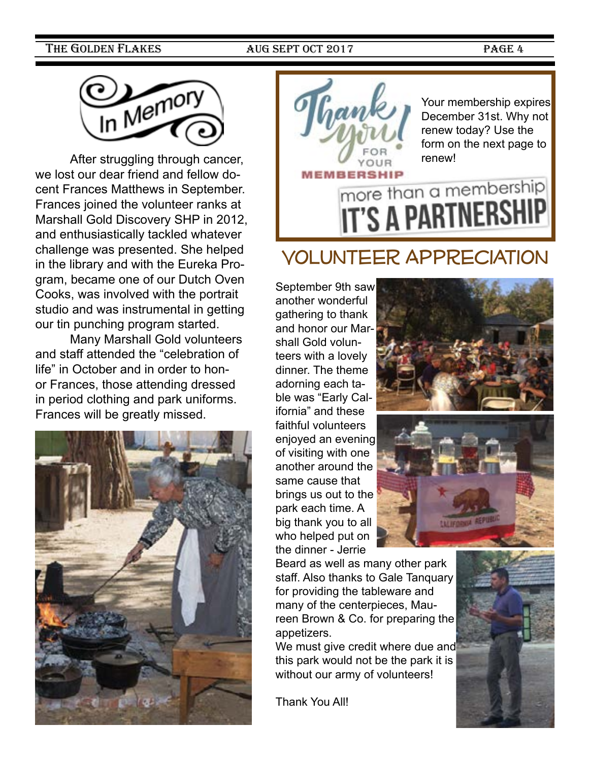# In Memory

After struggling through cancer, we lost our dear friend and fellow docent Frances Matthews in September. Frances joined the volunteer ranks at Marshall Gold Discovery SHP in 2012, and enthusiastically tackled whatever challenge was presented. She helped in the library and with the Eureka Program, became one of our Dutch Oven Cooks, was involved with the portrait studio and was instrumental in getting our tin punching program started.

Many Marshall Gold volunteers and staff attended the "celebration of life" in October and in order to honor Frances, those attending dressed in period clothing and park uniforms. Frances will be greatly missed.

**Thank you! for your MEMBERSHIP**

Your membership expires December 31st. Why not renew today? Use the form on the next page to renew!

**more than a membership IT'S A PARTNERSHIP**

## VOLUNTEER APPRECIATION

September 9th saw another wonderful gathering to thank and honor our Marshall Gold volunteers with a lovely dinner. The theme adorning each table was "Early California" and these faithful volunteers enjoyed an evening of visiting with one another around the same cause that brings us out to the park each time. A big thank you to all who helped put on the dinner - Jerrie Beard as well as many other park staff. Also thanks to Gale Tanquary for providing the tableware and many of the centerpieces, Maureen Brown & Co. for preparing the appetizers.

We must give credit where due and this park would not be the park it is without our army of volunteers!

Thank You All!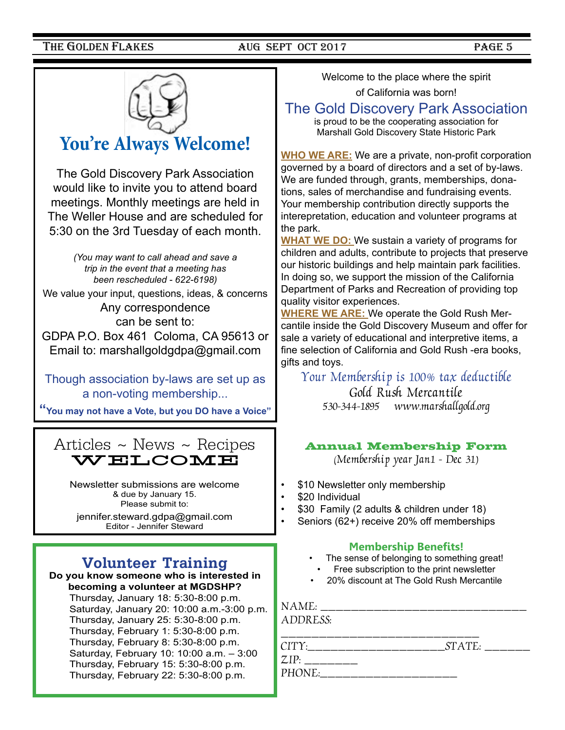## You're Always Welcome!

The Gold Discovery Park Association would like to invite you to attend board meetings. Monthly meetings are held in The Weller House and are scheduled for 5:30 on the 3rd Tuesday of each month.

*(You may want to call ahead and save a trip in the event that a meeting has been rescheduled - 622-6198)*

We value your input, questions, ideas, & concerns

Any correspondence can be sent to:

GDPA P.O. Box 461 Coloma, CA 95613 or
Email to: marshallgoldgdpa@gmail.com

Though association by-laws are set up as a non-voting membership...

**"You may not have a Vote, but you DO have a Voice"**

## Articles ~ News ~ Recipes
## WELCOME

Newsletter submissions are welcome & due by January 15.
Please submit to:
jennifer.steward.gdpa@gmail.com
Editor - Jennifer Steward

## Volunteer Training

**Do you know someone who is interested in becoming a volunteer at MGDSHP?**

Thursday, January 18: 5:30-8:00 p.m.
Saturday, January 20: 10:00 a.m.-3:00 p.m.
Thursday, January 25: 5:30-8:00 p.m.
Thursday, February 1: 5:30-8:00 p.m.
Thursday, February 8: 5:30-8:00 p.m.
Saturday, February 10: 10:00 a.m. – 3:00
Thursday, February 15: 5:30-8:00 p.m.
Thursday, February 22: 5:30-8:00 p.m.

Welcome to the place where the spirit of California was born!

## The Gold Discovery Park Association

is proud to be the cooperating association for Marshall Gold Discovery State Historic Park

**WHO WE ARE:** We are a private, non-profit corporation governed by a board of directors and a set of by-laws. We are funded through, grants, memberships, donations, sales of merchandise and fundraising events. Your membership contribution directly supports the interepretation, education and volunteer programs at the park.

**WHAT WE DO:** We sustain a variety of programs for children and adults, contribute to projects that preserve our historic buildings and help maintain park facilities. In doing so, we support the mission of the California Department of Parks and Recreation of providing top quality visitor experiences.

**WHERE WE ARE:** We operate the Gold Rush Mercantile inside the Gold Discovery Museum and offer for sale a variety of educational and interpretive items, a fine selection of California and Gold Rush -era books, gifts and toys.

*Your Membership is 100% tax deductible*

Gold Rush Mercantile
530-344-1895 www.marshallgold.org

## Annual Membership Form

(Membership year Jan1 - Dec 31)

- $10 Newsletter only membership
- $20 Individual
- $30 Family (2 adults & children under 18)
- Seniors (62+) receive 20% off memberships

### Membership Benefits!

- The sense of belonging to something great!
- Free subscription to the print newsletter
- 20% discount at The Gold Rush Mercantile

NAME: ________________________________
ADDRESS:
________________________________
CITY:______________________STATE: _______
ZIP: ________
PHONE:______________________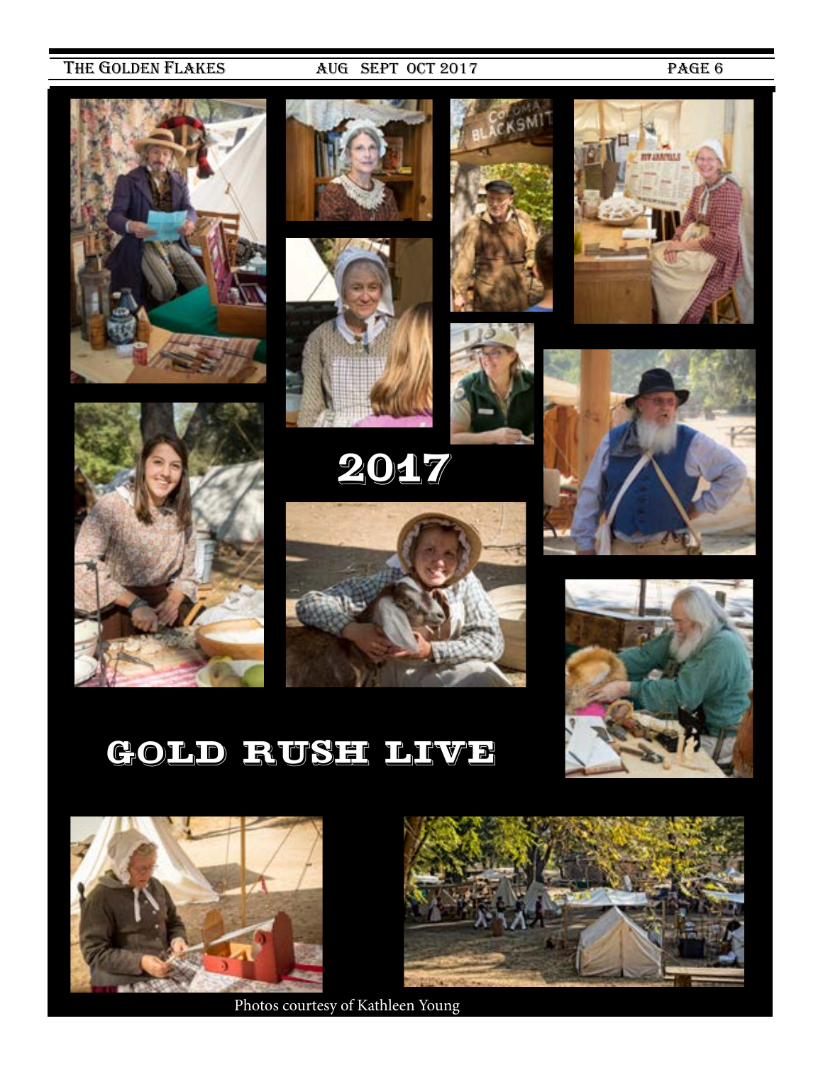# 2017

# GOLD RUSH LIVE

Photos courtesy of Kathleen Young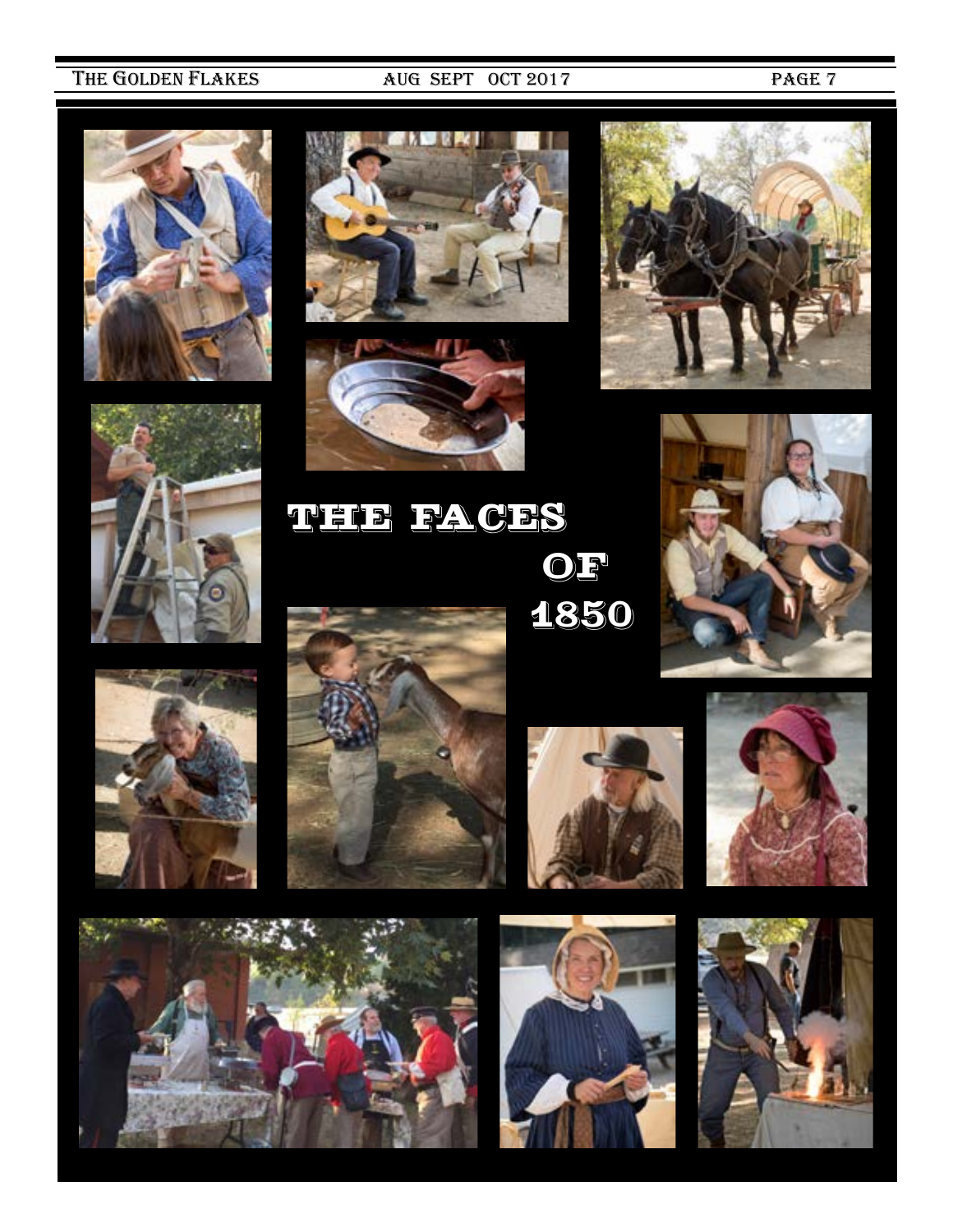# THE FACES OF 1850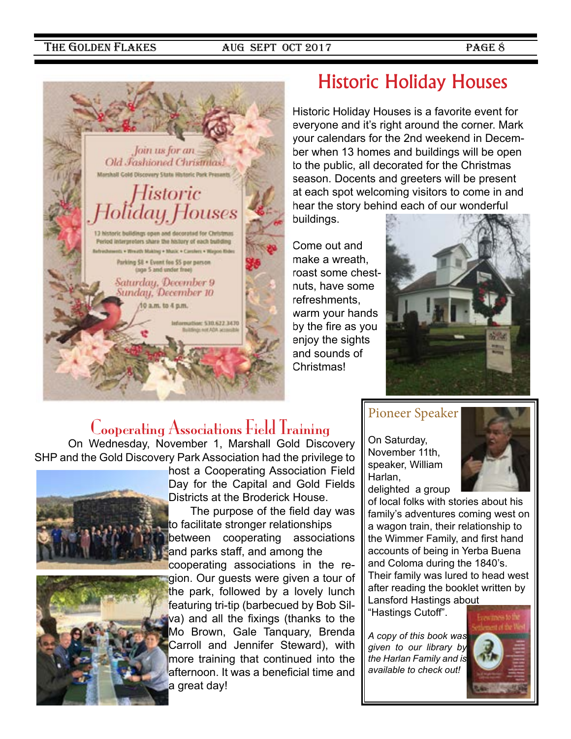## Historic Holiday Houses

Historic Holiday Houses is a favorite event for everyone and it's right around the corner. Mark your calendars for the 2nd weekend in December when 13 homes and buildings will be open to the public, all decorated for the Christmas season. Docents and greeters will be present at each spot welcoming visitors to come in and hear the story behind each of our wonderful buildings.

Come out and make a wreath, roast some chestnuts, have some refreshments, warm your hands by the fire as you enjoy the sights and sounds of Christmas!

Join us for an Old Fashioned Christmas!

Marshall Gold Discovery State Historic Park Presents

**Historic Holiday Houses**

13 historic buildings open and decorated for Christmas
Period interpreters share the history of each building
Refreshments • Wreath Making • Music • Carolers • Wagon Rides

Parking $8 • Event fee $5 per person (age 5 and under free)

Saturday, December 9
Sunday, December 10
10 a.m. to 4 p.m.

Information: 530.622.3470
Buildings not ADA accessible

## Cooperating Associations Field Training

On Wednesday, November 1, Marshall Gold Discovery SHP and the Gold Discovery Park Association had the privilege to host a Cooperating Association Field Day for the Capital and Gold Fields Districts at the Broderick House.

The purpose of the field day was to facilitate stronger relationships between cooperating associations and parks staff, and among the cooperating associations in the region. Our guests were given a tour of the park, followed by a lovely lunch featuring tri-tip (barbecued by Bob Silva) and all the fixings (thanks to the Mo Brown, Gale Tanquary, Brenda Carroll and Jennifer Steward), with more training that continued into the afternoon. It was a beneficial time and a great day!

## Pioneer Speaker

On Saturday, November 11th, speaker, William Harlan, delighted a group of local folks with stories about his family's adventures coming west on a wagon train, their relationship to the Wimmer Family, and first hand accounts of being in Yerba Buena and Coloma during the 1840's. Their family was lured to head west after reading the booklet written by Lansford Hastings about "Hastings Cutoff".

*A copy of this book was given to our library by the Harlan Family and is available to check out!*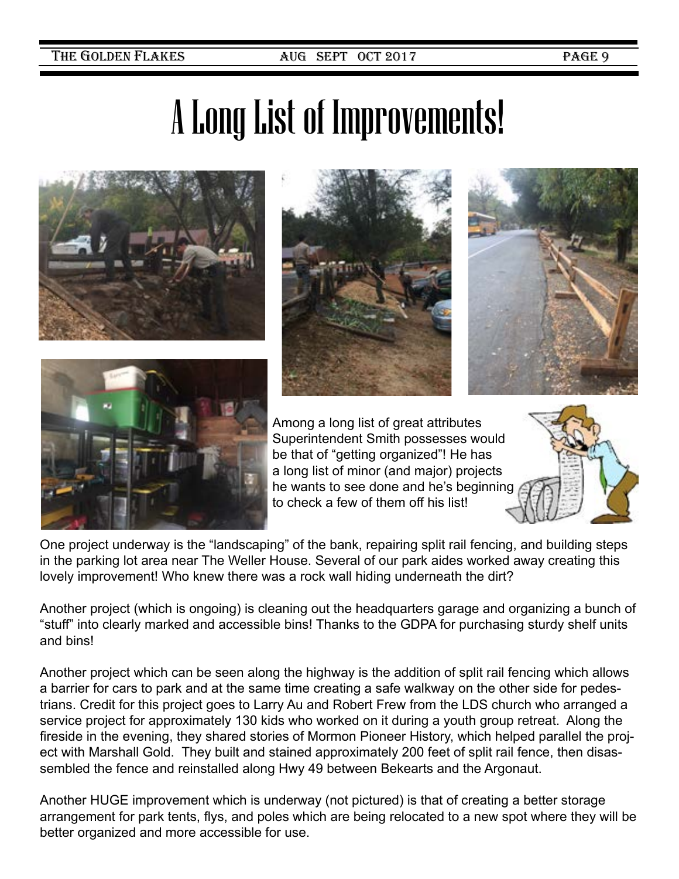# A Long List of Improvements!

Among a long list of great attributes Superintendent Smith possesses would be that of "getting organized"! He has a long list of minor (and major) projects he wants to see done and he's beginning to check a few of them off his list!

One project underway is the "landscaping" of the bank, repairing split rail fencing, and building steps in the parking lot area near The Weller House. Several of our park aides worked away creating this lovely improvement! Who knew there was a rock wall hiding underneath the dirt?

Another project (which is ongoing) is cleaning out the headquarters garage and organizing a bunch of "stuff" into clearly marked and accessible bins! Thanks to the GDPA for purchasing sturdy shelf units and bins!

Another project which can be seen along the highway is the addition of split rail fencing which allows a barrier for cars to park and at the same time creating a safe walkway on the other side for pedestrians. Credit for this project goes to Larry Au and Robert Frew from the LDS church who arranged a service project for approximately 130 kids who worked on it during a youth group retreat. Along the fireside in the evening, they shared stories of Mormon Pioneer History, which helped parallel the project with Marshall Gold. They built and stained approximately 200 feet of split rail fence, then disassembled the fence and reinstalled along Hwy 49 between Bekearts and the Argonaut.

Another HUGE improvement which is underway (not pictured) is that of creating a better storage arrangement for park tents, flys, and poles which are being relocated to a new spot where they will be better organized and more accessible for use.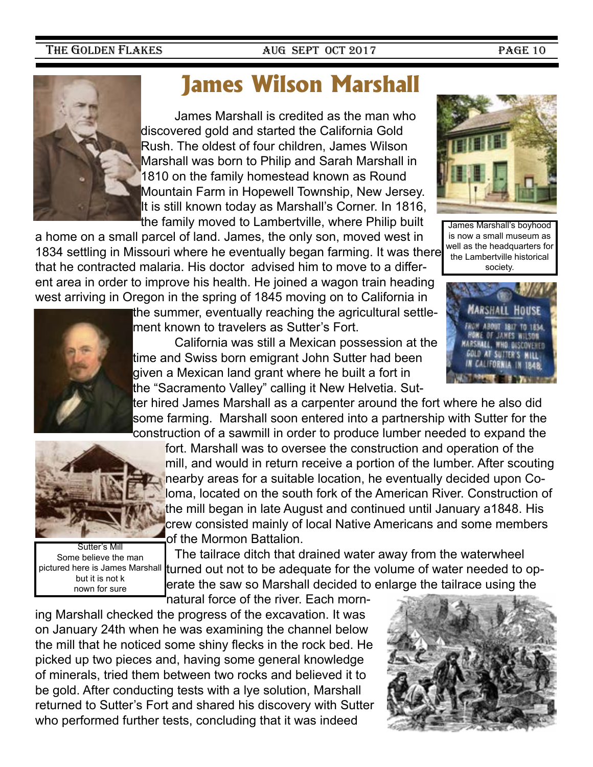# James Wilson Marshall

James Marshall is credited as the man who discovered gold and started the California Gold Rush. The oldest of four children, James Wilson Marshall was born to Philip and Sarah Marshall in 1810 on the family homestead known as Round Mountain Farm in Hopewell Township, New Jersey. It is still known today as Marshall's Corner. In 1816, the family moved to Lambertville, where Philip built a home on a small parcel of land. James, the only son, moved west in 1834 settling in Missouri where he eventually began farming. It was there that he contracted malaria. His doctor advised him to move to a different area in order to improve his health. He joined a wagon train heading west arriving in Oregon in the spring of 1845 moving on to California in the summer, eventually reaching the agricultural settlement known to travelers as Sutter's Fort.

California was still a Mexican possession at the time and Swiss born emigrant John Sutter had been given a Mexican land grant where he built a fort in the "Sacramento Valley" calling it New Helvetia. Sutter hired James Marshall as a carpenter around the fort where he also did some farming. Marshall soon entered into a partnership with Sutter for the construction of a sawmill in order to produce lumber needed to expand the fort. Marshall was to oversee the construction and operation of the mill, and would in return receive a portion of the lumber. After scouting nearby areas for a suitable location, he eventually decided upon Coloma, located on the south fork of the American River. Construction of the mill began in late August and continued until January a1848. His crew consisted mainly of local Native Americans and some members of the Mormon Battalion.

The tailrace ditch that drained water away from the waterwheel turned out not to be adequate for the volume of water needed to operate the saw so Marshall decided to enlarge the tailrace using the natural force of the river. Each morning Marshall checked the progress of the excavation. It was on January 24th when he was examining the channel below the mill that he noticed some shiny flecks in the rock bed. He picked up two pieces and, having some general knowledge of minerals, tried them between two rocks and believed it to be gold. After conducting tests with a lye solution, Marshall returned to Sutter's Fort and shared his discovery with Sutter who performed further tests, concluding that it was indeed

James Marshall's boyhood is now a small museum as well as the headquarters for the Lambertville historical society.

Sutter's Mill
Some believe the man pictured here is James Marshall but it is not k nown for sure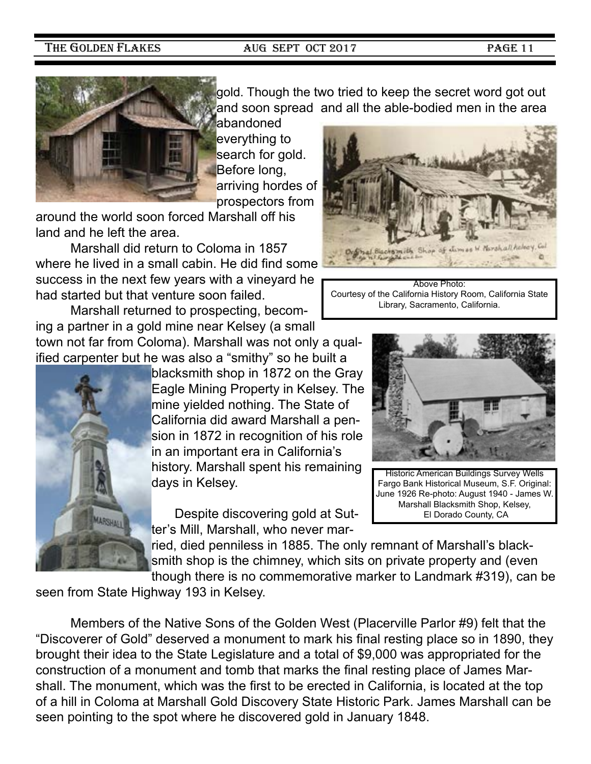gold. Though the two tried to keep the secret word got out and soon spread and all the able-bodied men in the area abandoned everything to search for gold. Before long, arriving hordes of prospectors from around the world soon forced Marshall off his land and he left the area.

Marshall did return to Coloma in 1857 where he lived in a small cabin. He did find some success in the next few years with a vineyard he had started but that venture soon failed.

Marshall returned to prospecting, becoming a partner in a gold mine near Kelsey (a small town not far from Coloma). Marshall was not only a qualified carpenter but he was also a "smithy" so he built a blacksmith shop in 1872 on the Gray Eagle Mining Property in Kelsey. The mine yielded nothing. The State of California did award Marshall a pension in 1872 in recognition of his role in an important era in California's history. Marshall spent his remaining days in Kelsey.

Above Photo:
Courtesy of the California History Room, California State Library, Sacramento, California.

Historic American Buildings Survey Wells Fargo Bank Historical Museum, S.F. Original: June 1926 Re-photo: August 1940 - James W. Marshall Blacksmith Shop, Kelsey, El Dorado County, CA

Despite discovering gold at Sutter's Mill, Marshall, who never married, died penniless in 1885. The only remnant of Marshall's blacksmith shop is the chimney, which sits on private property and (even though there is no commemorative marker to Landmark #319), can be seen from State Highway 193 in Kelsey.

Members of the Native Sons of the Golden West (Placerville Parlor #9) felt that the "Discoverer of Gold" deserved a monument to mark his final resting place so in 1890, they brought their idea to the State Legislature and a total of $9,000 was appropriated for the construction of a monument and tomb that marks the final resting place of James Marshall. The monument, which was the first to be erected in California, is located at the top of a hill in Coloma at Marshall Gold Discovery State Historic Park. James Marshall can be seen pointing to the spot where he discovered gold in January 1848.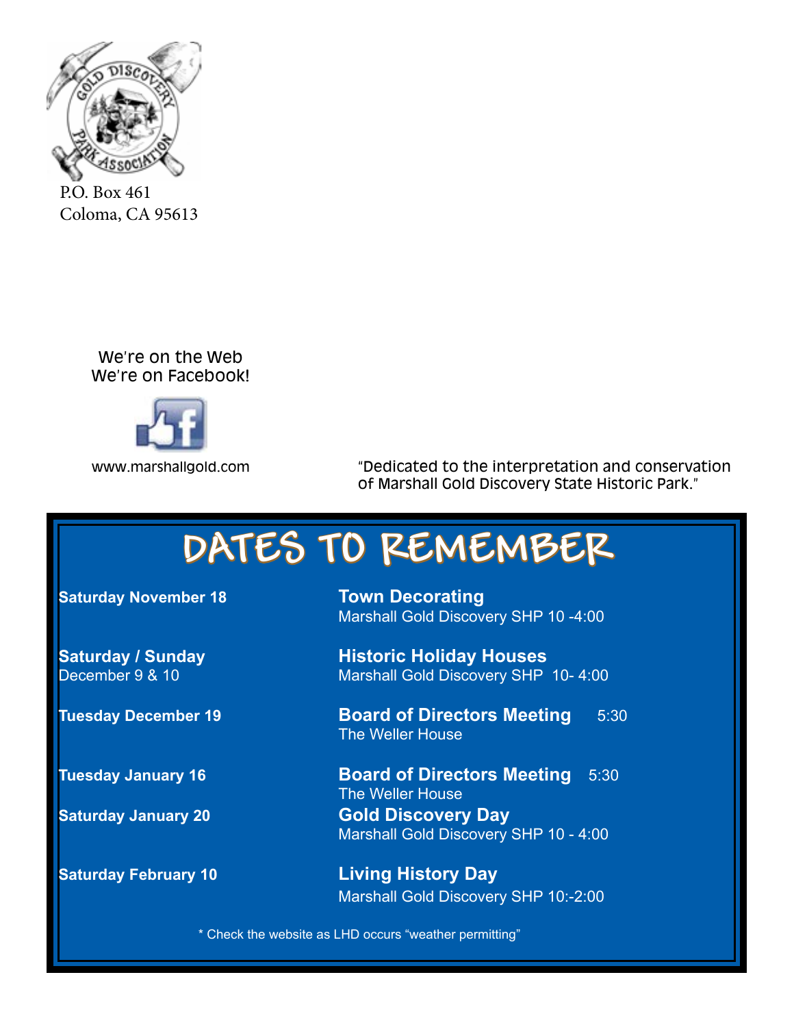P.O. Box 461
Coloma, CA 95613

We're on the Web
We're on Facebook!

www.marshallgold.com

"Dedicated to the interpretation and conservation of Marshall Gold Discovery State Historic Park."

# DATES TO REMEMBER

**Saturday November 18**
**Town Decorating**
Marshall Gold Discovery SHP 10 -4:00

**Saturday / Sunday**
December 9 & 10
**Historic Holiday Houses**
Marshall Gold Discovery SHP 10- 4:00

**Tuesday December 19**
**Board of Directors Meeting** 5:30
The Weller House

**Tuesday January 16**
**Board of Directors Meeting** 5:30
The Weller House

**Saturday January 20**
**Gold Discovery Day**
Marshall Gold Discovery SHP 10 - 4:00

**Saturday February 10**
**Living History Day**
Marshall Gold Discovery SHP 10:-2:00

* Check the website as LHD occurs "weather permitting"